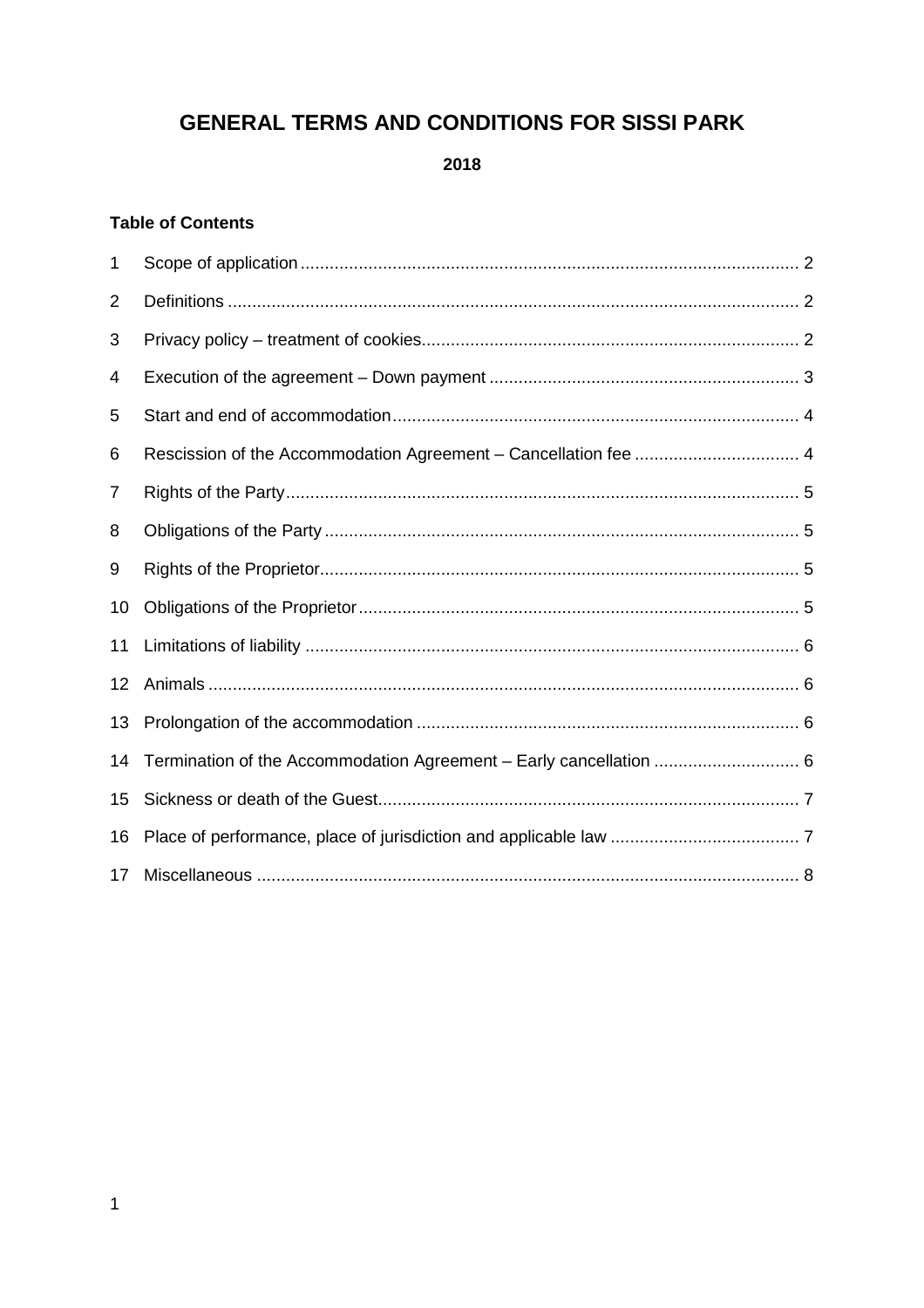# GENERAL TERMS AND CONDITIONS FOR SISSI PARK

**2018**

**Table of Contents**

| | | |
|---|---|---|
| 1 | Scope of application | 2 |
| 2 | Definitions | 2 |
| 3 | Privacy policy – treatment of cookies | 2 |
| 4 | Execution of the agreement – Down payment | 3 |
| 5 | Start and end of accommodation | 4 |
| 6 | Rescission of the Accommodation Agreement – Cancellation fee | 4 |
| 7 | Rights of the Party | 5 |
| 8 | Obligations of the Party | 5 |
| 9 | Rights of the Proprietor | 5 |
| 10 | Obligations of the Proprietor | 5 |
| 11 | Limitations of liability | 6 |
| 12 | Animals | 6 |
| 13 | Prolongation of the accommodation | 6 |
| 14 | Termination of the Accommodation Agreement – Early cancellation | 6 |
| 15 | Sickness or death of the Guest | 7 |
| 16 | Place of performance, place of jurisdiction and applicable law | 7 |
| 17 | Miscellaneous | 8 |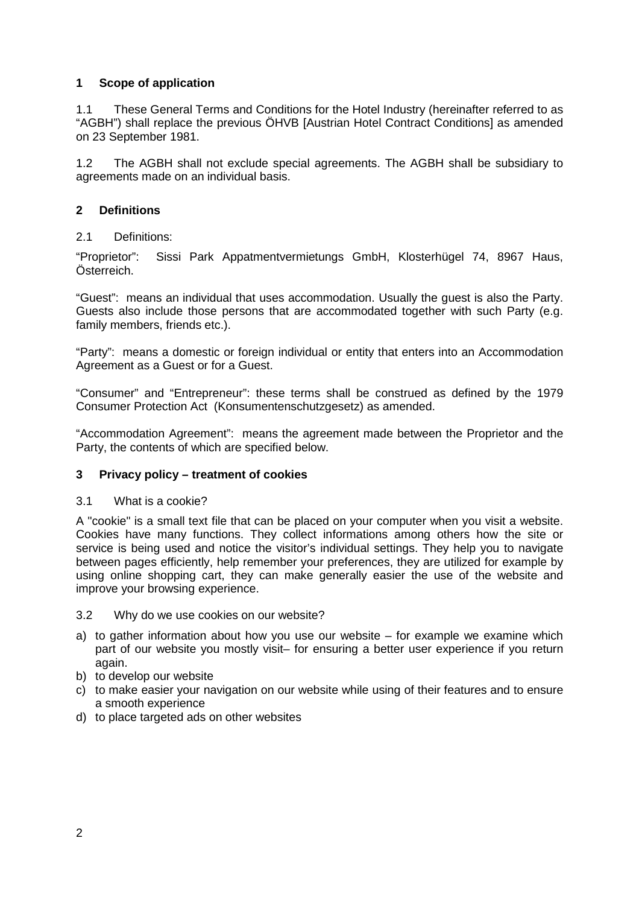## 1 Scope of application

1.1 These General Terms and Conditions for the Hotel Industry (hereinafter referred to as "AGBH") shall replace the previous ÖHVB [Austrian Hotel Contract Conditions] as amended on 23 September 1981.

1.2 The AGBH shall not exclude special agreements. The AGBH shall be subsidiary to agreements made on an individual basis.

## 2 Definitions

2.1 Definitions:

"Proprietor": Sissi Park Appatmentvermietungs GmbH, Klosterhügel 74, 8967 Haus, Österreich.

"Guest": means an individual that uses accommodation. Usually the guest is also the Party. Guests also include those persons that are accommodated together with such Party (e.g. family members, friends etc.).

"Party": means a domestic or foreign individual or entity that enters into an Accommodation Agreement as a Guest or for a Guest.

"Consumer" and "Entrepreneur": these terms shall be construed as defined by the 1979 Consumer Protection Act (Konsumentenschutzgesetz) as amended.

"Accommodation Agreement": means the agreement made between the Proprietor and the Party, the contents of which are specified below.

## 3 Privacy policy – treatment of cookies

3.1 What is a cookie?

A "cookie" is a small text file that can be placed on your computer when you visit a website. Cookies have many functions. They collect informations among others how the site or service is being used and notice the visitor's individual settings. They help you to navigate between pages efficiently, help remember your preferences, they are utilized for example by using online shopping cart, they can make generally easier the use of the website and improve your browsing experience.

3.2 Why do we use cookies on our website?

a) to gather information about how you use our website – for example we examine which part of our website you mostly visit– for ensuring a better user experience if you return again.
b) to develop our website
c) to make easier your navigation on our website while using of their features and to ensure a smooth experience
d) to place targeted ads on other websites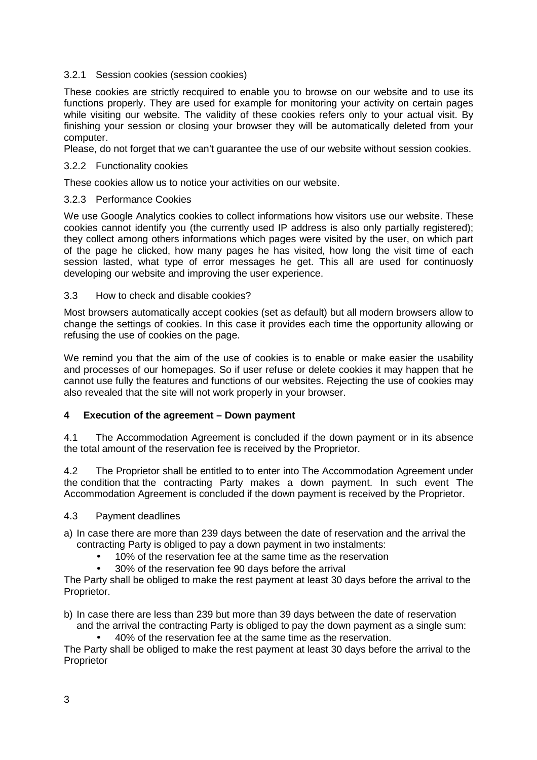#### 3.2.1 Session cookies (session cookies)

These cookies are strictly recquired to enable you to browse on our website and to use its functions properly. They are used for example for monitoring your activity on certain pages while visiting our website. The validity of these cookies refers only to your actual visit. By finishing your session or closing your browser they will be automatically deleted from your computer.
Please, do not forget that we can't guarantee the use of our website without session cookies.

#### 3.2.2 Functionality cookies

These cookies allow us to notice your activities on our website.

#### 3.2.3 Performance Cookies

We use Google Analytics cookies to collect informations how visitors use our website. These cookies cannot identify you (the currently used IP address is also only partially registered); they collect among others informations which pages were visited by the user, on which part of the page he clicked, how many pages he has visited, how long the visit time of each session lasted, what type of error messages he get. This all are used for continuosly developing our website and improving the user experience.

### 3.3 How to check and disable cookies?

Most browsers automatically accept cookies (set as default) but all modern browsers allow to change the settings of cookies. In this case it provides each time the opportunity allowing or refusing the use of cookies on the page.

We remind you that the aim of the use of cookies is to enable or make easier the usability and processes of our homepages. So if user refuse or delete cookies it may happen that he cannot use fully the features and functions of our websites. Rejecting the use of cookies may also revealed that the site will not work properly in your browser.

## 4 Execution of the agreement – Down payment

4.1 The Accommodation Agreement is concluded if the down payment or in its absence the total amount of the reservation fee is received by the Proprietor.

4.2 The Proprietor shall be entitled to to enter into The Accommodation Agreement under the condition that the contracting Party makes a down payment. In such event The Accommodation Agreement is concluded if the down payment is received by the Proprietor.

4.3 Payment deadlines

a) In case there are more than 239 days between the date of reservation and the arrival the contracting Party is obliged to pay a down payment in two instalments:
   - 10% of the reservation fee at the same time as the reservation
   - 30% of the reservation fee 90 days before the arrival

The Party shall be obliged to make the rest payment at least 30 days before the arrival to the Proprietor.

b) In case there are less than 239 but more than 39 days between the date of reservation and the arrival the contracting Party is obliged to pay the down payment as a single sum:
   - 40% of the reservation fee at the same time as the reservation.

The Party shall be obliged to make the rest payment at least 30 days before the arrival to the Proprietor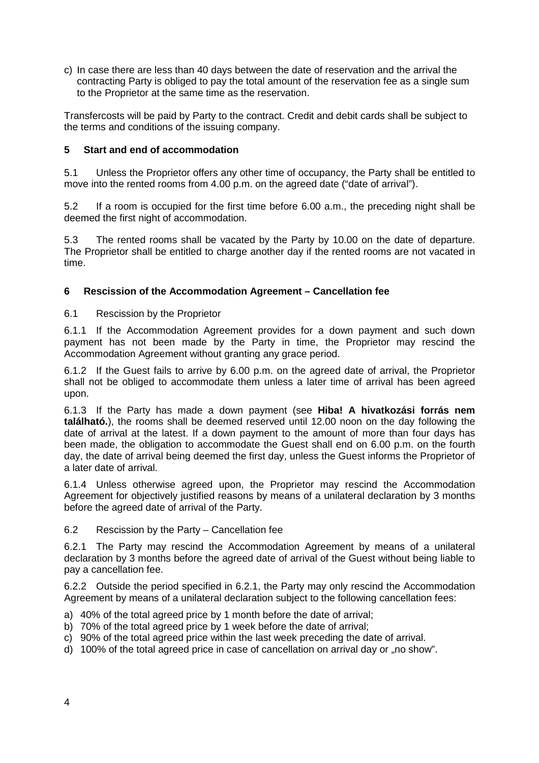c) In case there are less than 40 days between the date of reservation and the arrival the contracting Party is obliged to pay the total amount of the reservation fee as a single sum to the Proprietor at the same time as the reservation.

Transfercosts will be paid by Party to the contract. Credit and debit cards shall be subject to the terms and conditions of the issuing company.

## 5 Start and end of accommodation

5.1 Unless the Proprietor offers any other time of occupancy, the Party shall be entitled to move into the rented rooms from 4.00 p.m. on the agreed date ("date of arrival").

5.2 If a room is occupied for the first time before 6.00 a.m., the preceding night shall be deemed the first night of accommodation.

5.3 The rented rooms shall be vacated by the Party by 10.00 on the date of departure. The Proprietor shall be entitled to charge another day if the rented rooms are not vacated in time.

## 6 Rescission of the Accommodation Agreement – Cancellation fee

6.1 Rescission by the Proprietor

6.1.1 If the Accommodation Agreement provides for a down payment and such down payment has not been made by the Party in time, the Proprietor may rescind the Accommodation Agreement without granting any grace period.

6.1.2 If the Guest fails to arrive by 6.00 p.m. on the agreed date of arrival, the Proprietor shall not be obliged to accommodate them unless a later time of arrival has been agreed upon.

6.1.3 If the Party has made a down payment (see **Hiba! A hivatkozási forrás nem található.**), the rooms shall be deemed reserved until 12.00 noon on the day following the date of arrival at the latest. If a down payment to the amount of more than four days has been made, the obligation to accommodate the Guest shall end on 6.00 p.m. on the fourth day, the date of arrival being deemed the first day, unless the Guest informs the Proprietor of a later date of arrival.

6.1.4 Unless otherwise agreed upon, the Proprietor may rescind the Accommodation Agreement for objectively justified reasons by means of a unilateral declaration by 3 months before the agreed date of arrival of the Party.

6.2 Rescission by the Party – Cancellation fee

6.2.1 The Party may rescind the Accommodation Agreement by means of a unilateral declaration by 3 months before the agreed date of arrival of the Guest without being liable to pay a cancellation fee.

6.2.2 Outside the period specified in 6.2.1, the Party may only rescind the Accommodation Agreement by means of a unilateral declaration subject to the following cancellation fees:

a) 40% of the total agreed price by 1 month before the date of arrival;
b) 70% of the total agreed price by 1 week before the date of arrival;
c) 90% of the total agreed price within the last week preceding the date of arrival.
d) 100% of the total agreed price in case of cancellation on arrival day or „no show".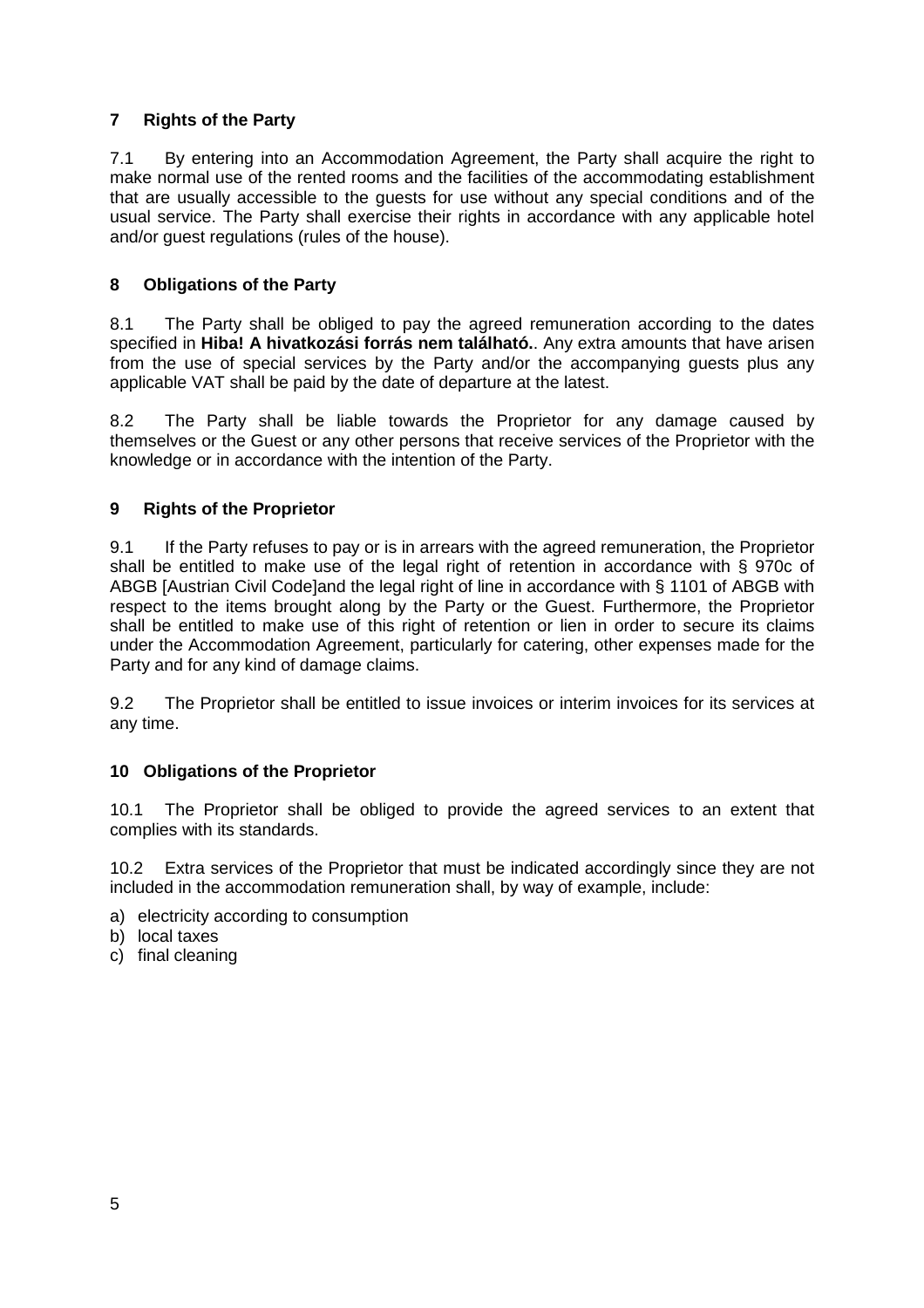## 7 Rights of the Party

7.1 By entering into an Accommodation Agreement, the Party shall acquire the right to make normal use of the rented rooms and the facilities of the accommodating establishment that are usually accessible to the guests for use without any special conditions and of the usual service. The Party shall exercise their rights in accordance with any applicable hotel and/or guest regulations (rules of the house).

## 8 Obligations of the Party

8.1 The Party shall be obliged to pay the agreed remuneration according to the dates specified in **Hiba! A hivatkozási forrás nem található.**. Any extra amounts that have arisen from the use of special services by the Party and/or the accompanying guests plus any applicable VAT shall be paid by the date of departure at the latest.

8.2 The Party shall be liable towards the Proprietor for any damage caused by themselves or the Guest or any other persons that receive services of the Proprietor with the knowledge or in accordance with the intention of the Party.

## 9 Rights of the Proprietor

9.1 If the Party refuses to pay or is in arrears with the agreed remuneration, the Proprietor shall be entitled to make use of the legal right of retention in accordance with § 970c of ABGB [Austrian Civil Code]and the legal right of line in accordance with § 1101 of ABGB with respect to the items brought along by the Party or the Guest. Furthermore, the Proprietor shall be entitled to make use of this right of retention or lien in order to secure its claims under the Accommodation Agreement, particularly for catering, other expenses made for the Party and for any kind of damage claims.

9.2 The Proprietor shall be entitled to issue invoices or interim invoices for its services at any time.

## 10 Obligations of the Proprietor

10.1 The Proprietor shall be obliged to provide the agreed services to an extent that complies with its standards.

10.2 Extra services of the Proprietor that must be indicated accordingly since they are not included in the accommodation remuneration shall, by way of example, include:

a) electricity according to consumption
b) local taxes
c) final cleaning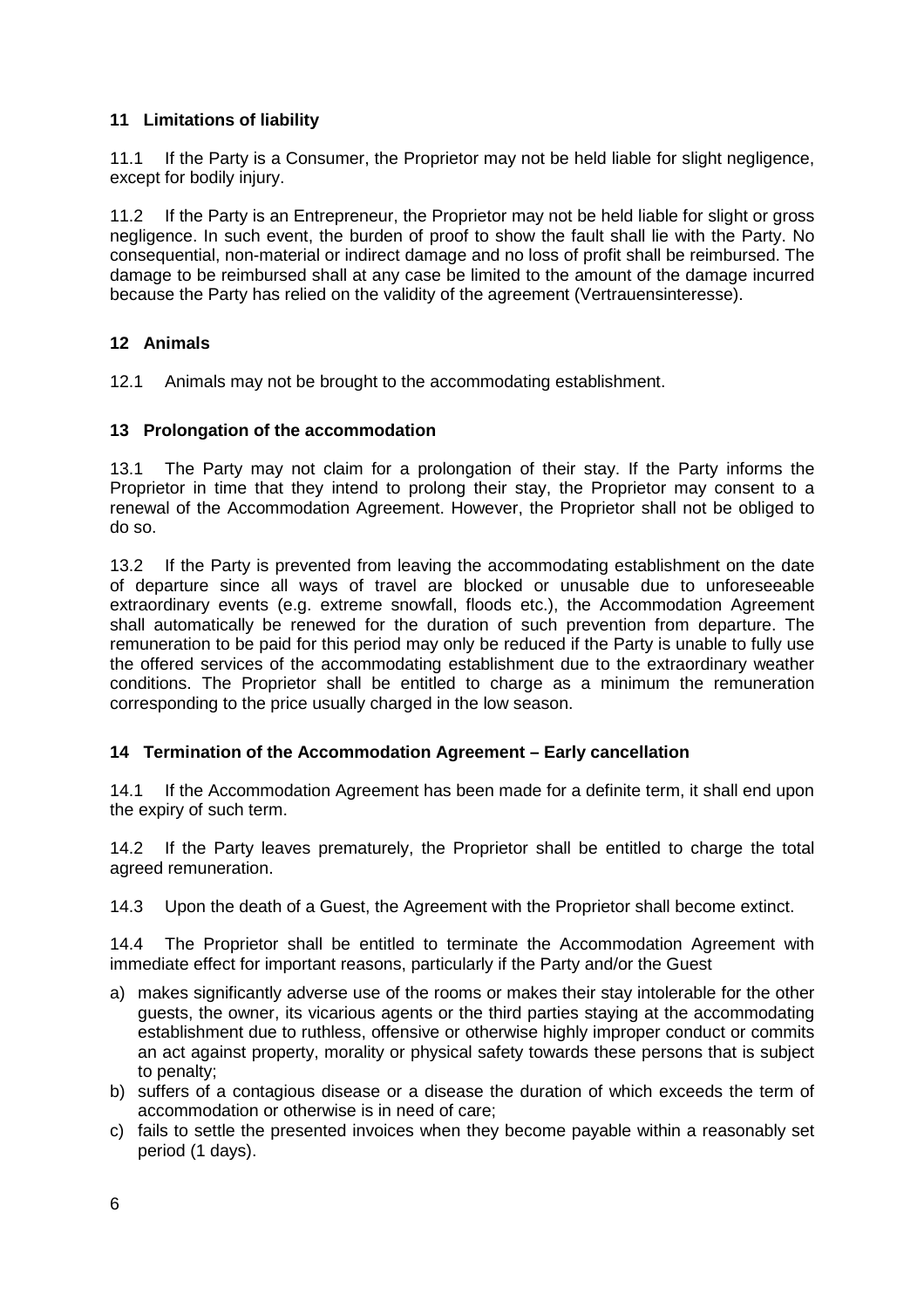## 11 Limitations of liability

11.1 If the Party is a Consumer, the Proprietor may not be held liable for slight negligence, except for bodily injury.

11.2 If the Party is an Entrepreneur, the Proprietor may not be held liable for slight or gross negligence. In such event, the burden of proof to show the fault shall lie with the Party. No consequential, non-material or indirect damage and no loss of profit shall be reimbursed. The damage to be reimbursed shall at any case be limited to the amount of the damage incurred because the Party has relied on the validity of the agreement (Vertrauensinteresse).

## 12 Animals

12.1 Animals may not be brought to the accommodating establishment.

## 13 Prolongation of the accommodation

13.1 The Party may not claim for a prolongation of their stay. If the Party informs the Proprietor in time that they intend to prolong their stay, the Proprietor may consent to a renewal of the Accommodation Agreement. However, the Proprietor shall not be obliged to do so.

13.2 If the Party is prevented from leaving the accommodating establishment on the date of departure since all ways of travel are blocked or unusable due to unforeseeable extraordinary events (e.g. extreme snowfall, floods etc.), the Accommodation Agreement shall automatically be renewed for the duration of such prevention from departure. The remuneration to be paid for this period may only be reduced if the Party is unable to fully use the offered services of the accommodating establishment due to the extraordinary weather conditions. The Proprietor shall be entitled to charge as a minimum the remuneration corresponding to the price usually charged in the low season.

## 14 Termination of the Accommodation Agreement – Early cancellation

14.1 If the Accommodation Agreement has been made for a definite term, it shall end upon the expiry of such term.

14.2 If the Party leaves prematurely, the Proprietor shall be entitled to charge the total agreed remuneration.

14.3 Upon the death of a Guest, the Agreement with the Proprietor shall become extinct.

14.4 The Proprietor shall be entitled to terminate the Accommodation Agreement with immediate effect for important reasons, particularly if the Party and/or the Guest

a) makes significantly adverse use of the rooms or makes their stay intolerable for the other guests, the owner, its vicarious agents or the third parties staying at the accommodating establishment due to ruthless, offensive or otherwise highly improper conduct or commits an act against property, morality or physical safety towards these persons that is subject to penalty;
b) suffers of a contagious disease or a disease the duration of which exceeds the term of accommodation or otherwise is in need of care;
c) fails to settle the presented invoices when they become payable within a reasonably set period (1 days).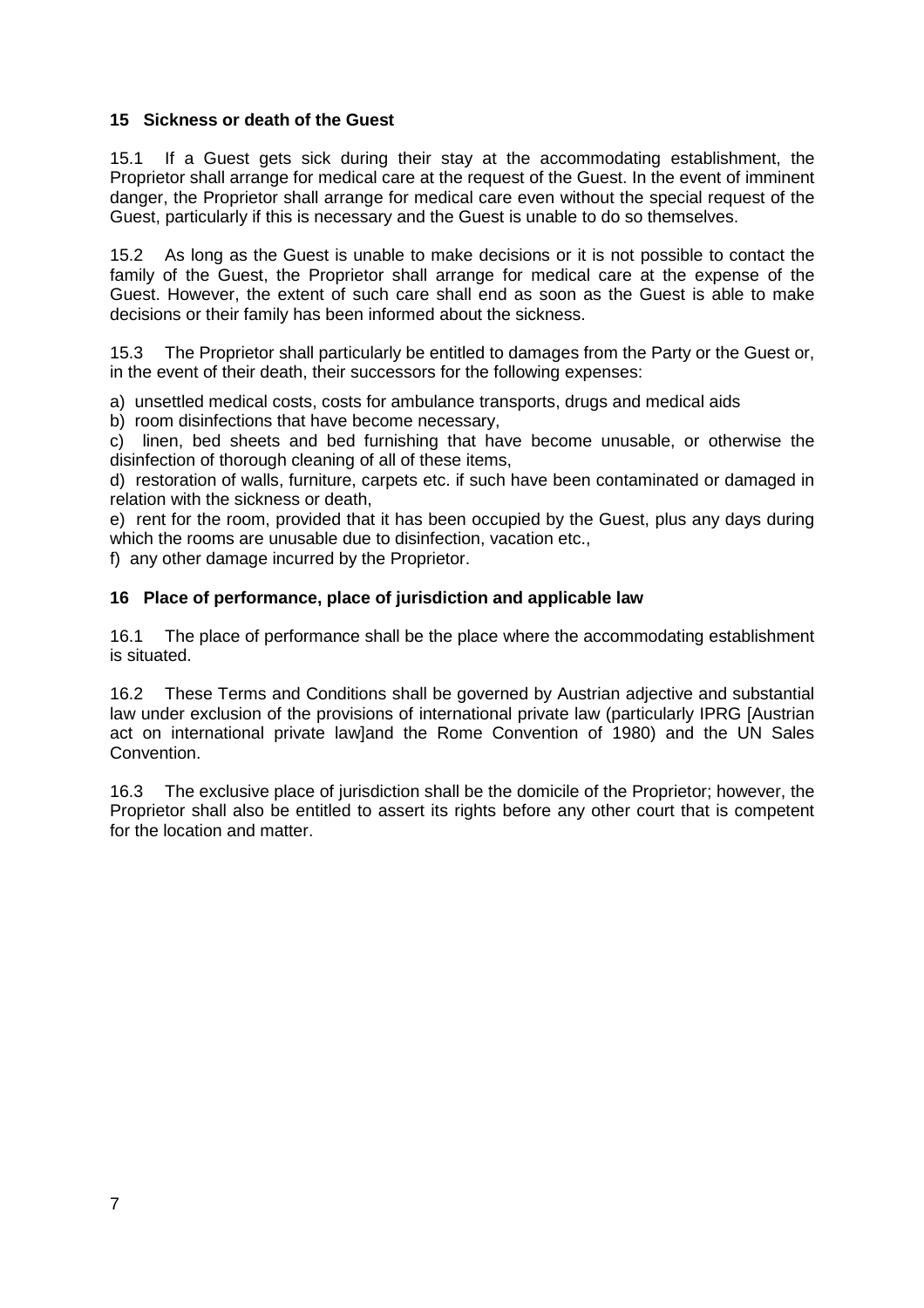## 15 Sickness or death of the Guest

15.1 If a Guest gets sick during their stay at the accommodating establishment, the Proprietor shall arrange for medical care at the request of the Guest. In the event of imminent danger, the Proprietor shall arrange for medical care even without the special request of the Guest, particularly if this is necessary and the Guest is unable to do so themselves.

15.2 As long as the Guest is unable to make decisions or it is not possible to contact the family of the Guest, the Proprietor shall arrange for medical care at the expense of the Guest. However, the extent of such care shall end as soon as the Guest is able to make decisions or their family has been informed about the sickness.

15.3 The Proprietor shall particularly be entitled to damages from the Party or the Guest or, in the event of their death, their successors for the following expenses:

a) unsettled medical costs, costs for ambulance transports, drugs and medical aids
b) room disinfections that have become necessary,
c) linen, bed sheets and bed furnishing that have become unusable, or otherwise the disinfection of thorough cleaning of all of these items,
d) restoration of walls, furniture, carpets etc. if such have been contaminated or damaged in relation with the sickness or death,
e) rent for the room, provided that it has been occupied by the Guest, plus any days during which the rooms are unusable due to disinfection, vacation etc.,
f) any other damage incurred by the Proprietor.

## 16 Place of performance, place of jurisdiction and applicable law

16.1 The place of performance shall be the place where the accommodating establishment is situated.

16.2 These Terms and Conditions shall be governed by Austrian adjective and substantial law under exclusion of the provisions of international private law (particularly IPRG [Austrian act on international private law]and the Rome Convention of 1980) and the UN Sales Convention.

16.3 The exclusive place of jurisdiction shall be the domicile of the Proprietor; however, the Proprietor shall also be entitled to assert its rights before any other court that is competent for the location and matter.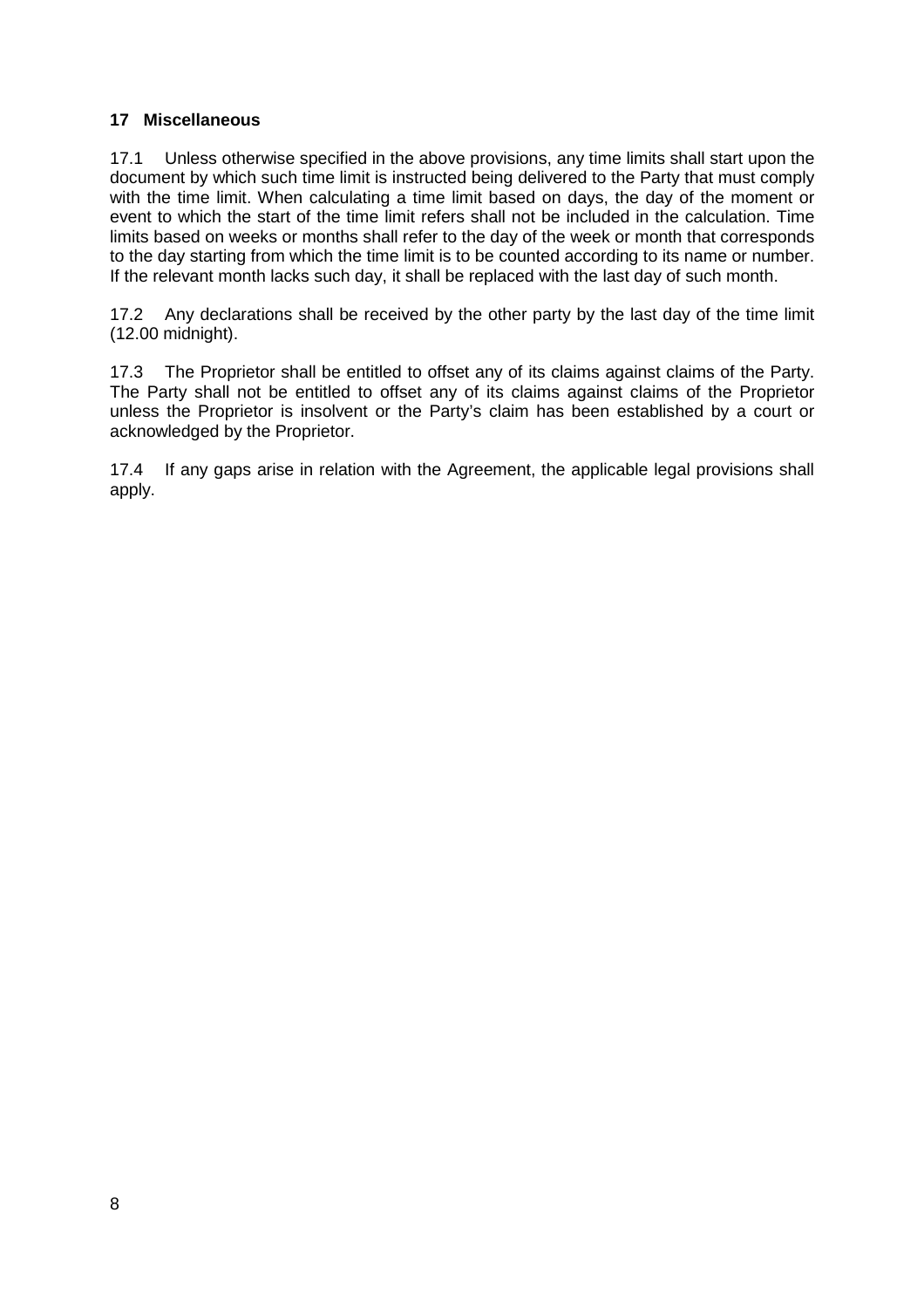## 17 Miscellaneous

17.1 Unless otherwise specified in the above provisions, any time limits shall start upon the document by which such time limit is instructed being delivered to the Party that must comply with the time limit. When calculating a time limit based on days, the day of the moment or event to which the start of the time limit refers shall not be included in the calculation. Time limits based on weeks or months shall refer to the day of the week or month that corresponds to the day starting from which the time limit is to be counted according to its name or number. If the relevant month lacks such day, it shall be replaced with the last day of such month.

17.2 Any declarations shall be received by the other party by the last day of the time limit (12.00 midnight).

17.3 The Proprietor shall be entitled to offset any of its claims against claims of the Party. The Party shall not be entitled to offset any of its claims against claims of the Proprietor unless the Proprietor is insolvent or the Party's claim has been established by a court or acknowledged by the Proprietor.

17.4 If any gaps arise in relation with the Agreement, the applicable legal provisions shall apply.